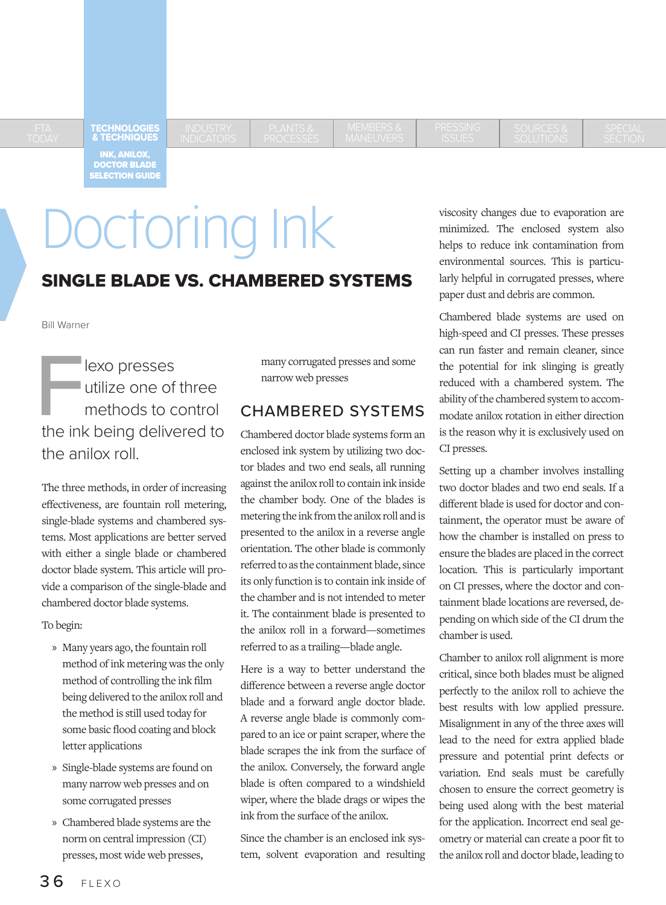# Doctoring Ink

## SINGLE BLADE VS. CHAMBERED SYSTEMS

Bill Warner

Flexo presses utilize one of three methods to control the ink being delivered to the anilox roll.

The three methods, in order of increasing effectiveness, are fountain roll metering, single-blade systems and chambered systems. Most applications are better served with either a single blade or chambered doctor blade system. This article will provide a comparison of the single-blade and chambered doctor blade systems.

To begin:

- Many years ago, the fountain roll method of ink metering was the only method of controlling the ink film being delivered to the anilox roll and the method is still used today for some basic flood coating and block letter applications
- Single-blade systems are found on many narrow web presses and on some corrugated presses
- Chambered blade systems are the norm on central impression (CI) presses, most wide web presses, many corrugated presses and some narrow web presses

### CHAMBERED SYSTEMS

Chambered doctor blade systems form an enclosed ink system by utilizing two doctor blades and two end seals, all running against the anilox roll to contain ink inside the chamber body. One of the blades is metering the ink from the anilox roll and is presented to the anilox in a reverse angle orientation. The other blade is commonly referred to as the containment blade, since its only function is to contain ink inside of the chamber and is not intended to meter it. The containment blade is presented to the anilox roll in a forward—sometimes referred to as a trailing—blade angle.

Here is a way to better understand the difference between a reverse angle doctor blade and a forward angle doctor blade. A reverse angle blade is commonly compared to an ice or paint scraper, where the blade scrapes the ink from the surface of the anilox. Conversely, the forward angle blade is often compared to a windshield wiper, where the blade drags or wipes the ink from the surface of the anilox.

Since the chamber is an enclosed ink system, solvent evaporation and resulting viscosity changes due to evaporation are minimized. The enclosed system also helps to reduce ink contamination from environmental sources. This is particularly helpful in corrugated presses, where paper dust and debris are common.

Chambered blade systems are used on high-speed and CI presses. These presses can run faster and remain cleaner, since the potential for ink slinging is greatly reduced with a chambered system. The ability of the chambered system to accommodate anilox rotation in either direction is the reason why it is exclusively used on CI presses.

Setting up a chamber involves installing two doctor blades and two end seals. If a different blade is used for doctor and containment, the operator must be aware of how the chamber is installed on press to ensure the blades are placed in the correct location. This is particularly important on CI presses, where the doctor and containment blade locations are reversed, depending on which side of the CI drum the chamber is used.

Chamber to anilox roll alignment is more critical, since both blades must be aligned perfectly to the anilox roll to achieve the best results with low applied pressure. Misalignment in any of the three axes will lead to the need for extra applied blade pressure and potential print defects or variation. End seals must be carefully chosen to ensure the correct geometry is being used along with the best material for the application. Incorrect end seal geometry or material can create a poor fit to the anilox roll and doctor blade, leading to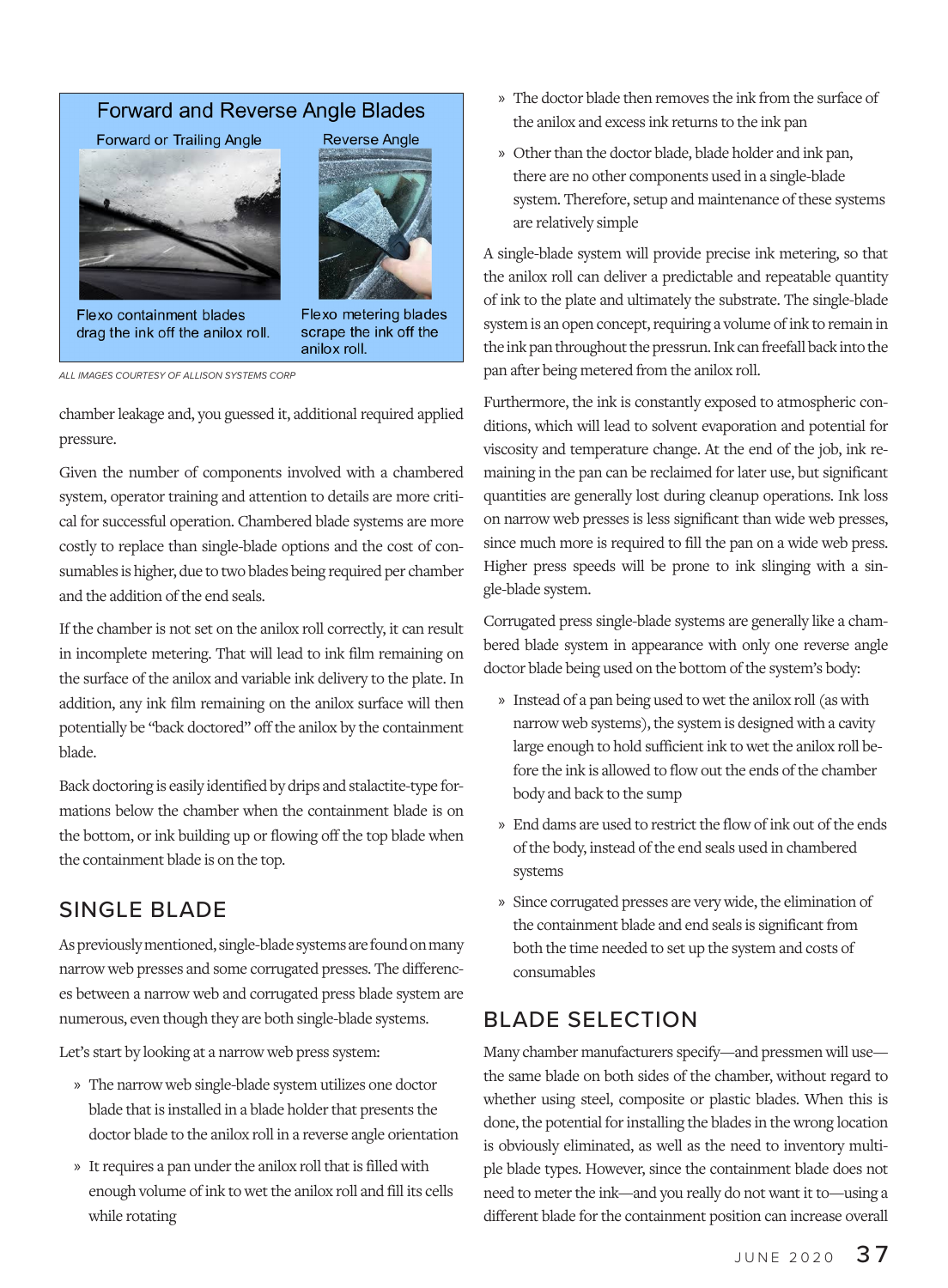Forward and Reverse Angle Blades

Forward or Trailing Angle

Reverse Angle

Flexo containment blades drag the ink off the anilox roll.

Flexo metering blades scrape the ink off the anilox roll.

*ALL IMAGES COURTESY OF ALLISON SYSTEMS CORP*

chamber leakage and, you guessed it, additional required applied pressure.

Given the number of components involved with a chambered system, operator training and attention to details are more critical for successful operation. Chambered blade systems are more costly to replace than single-blade options and the cost of consumables is higher, due to two blades being required per chamber and the addition of the end seals.

If the chamber is not set on the anilox roll correctly, it can result in incomplete metering. That will lead to ink film remaining on the surface of the anilox and variable ink delivery to the plate. In addition, any ink film remaining on the anilox surface will then potentially be "back doctored" off the anilox by the containment blade.

Back doctoring is easily identified by drips and stalactite-type formations below the chamber when the containment blade is on the bottom, or ink building up or flowing off the top blade when the containment blade is on the top.

## SINGLE BLADE

As previously mentioned, single-blade systems are found on many narrow web presses and some corrugated presses. The differences between a narrow web and corrugated press blade system are numerous, even though they are both single-blade systems.

Let's start by looking at a narrow web press system:

- The narrow web single-blade system utilizes one doctor blade that is installed in a blade holder that presents the doctor blade to the anilox roll in a reverse angle orientation
- It requires a pan under the anilox roll that is filled with enough volume of ink to wet the anilox roll and fill its cells while rotating
- The doctor blade then removes the ink from the surface of the anilox and excess ink returns to the ink pan
- Other than the doctor blade, blade holder and ink pan, there are no other components used in a single-blade system. Therefore, setup and maintenance of these systems are relatively simple

A single-blade system will provide precise ink metering, so that the anilox roll can deliver a predictable and repeatable quantity of ink to the plate and ultimately the substrate. The single-blade system is an open concept, requiring a volume of ink to remain in the ink pan throughout the pressrun. Ink can freefall back into the pan after being metered from the anilox roll.

Furthermore, the ink is constantly exposed to atmospheric conditions, which will lead to solvent evaporation and potential for viscosity and temperature change. At the end of the job, ink remaining in the pan can be reclaimed for later use, but significant quantities are generally lost during cleanup operations. Ink loss on narrow web presses is less significant than wide web presses, since much more is required to fill the pan on a wide web press. Higher press speeds will be prone to ink slinging with a single-blade system.

Corrugated press single-blade systems are generally like a chambered blade system in appearance with only one reverse angle doctor blade being used on the bottom of the system's body:

- Instead of a pan being used to wet the anilox roll (as with narrow web systems), the system is designed with a cavity large enough to hold sufficient ink to wet the anilox roll before the ink is allowed to flow out the ends of the chamber body and back to the sump
- End dams are used to restrict the flow of ink out of the ends of the body, instead of the end seals used in chambered systems
- Since corrugated presses are very wide, the elimination of the containment blade and end seals is significant from both the time needed to set up the system and costs of consumables

## BLADE SELECTION

Many chamber manufacturers specify—and pressmen will use—the same blade on both sides of the chamber, without regard to whether using steel, composite or plastic blades. When this is done, the potential for installing the blades in the wrong location is obviously eliminated, as well as the need to inventory multiple blade types. However, since the containment blade does not need to meter the ink—and you really do not want it to—using a different blade for the containment position can increase overall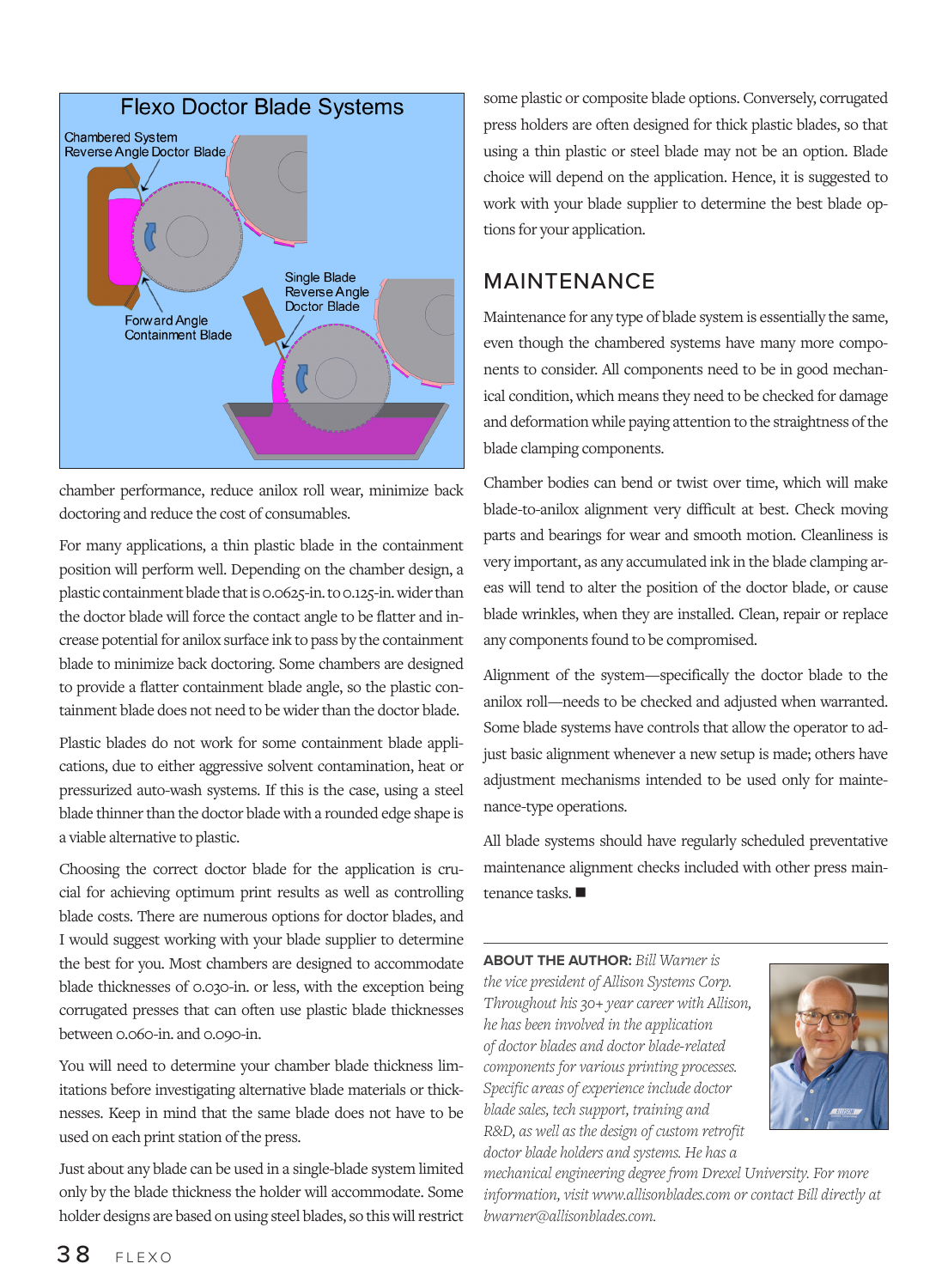Flexo Doctor Blade Systems

Chambered System
Reverse Angle Doctor Blade

Single Blade
Reverse Angle
Doctor Blade

Forward Angle
Containment Blade

chamber performance, reduce anilox roll wear, minimize back doctoring and reduce the cost of consumables.

For many applications, a thin plastic blade in the containment position will perform well. Depending on the chamber design, a plastic containment blade that is 0.0625-in. to 0.125-in. wider than the doctor blade will force the contact angle to be flatter and increase potential for anilox surface ink to pass by the containment blade to minimize back doctoring. Some chambers are designed to provide a flatter containment blade angle, so the plastic containment blade does not need to be wider than the doctor blade.

Plastic blades do not work for some containment blade applications, due to either aggressive solvent contamination, heat or pressurized auto-wash systems. If this is the case, using a steel blade thinner than the doctor blade with a rounded edge shape is a viable alternative to plastic.

Choosing the correct doctor blade for the application is crucial for achieving optimum print results as well as controlling blade costs. There are numerous options for doctor blades, and I would suggest working with your blade supplier to determine the best for you. Most chambers are designed to accommodate blade thicknesses of 0.030-in. or less, with the exception being corrugated presses that can often use plastic blade thicknesses between 0.060-in. and 0.090-in.

You will need to determine your chamber blade thickness limitations before investigating alternative blade materials or thicknesses. Keep in mind that the same blade does not have to be used on each print station of the press.

Just about any blade can be used in a single-blade system limited only by the blade thickness the holder will accommodate. Some holder designs are based on using steel blades, so this will restrict some plastic or composite blade options. Conversely, corrugated press holders are often designed for thick plastic blades, so that using a thin plastic or steel blade may not be an option. Blade choice will depend on the application. Hence, it is suggested to work with your blade supplier to determine the best blade options for your application.

## MAINTENANCE

Maintenance for any type of blade system is essentially the same, even though the chambered systems have many more components to consider. All components need to be in good mechanical condition, which means they need to be checked for damage and deformation while paying attention to the straightness of the blade clamping components.

Chamber bodies can bend or twist over time, which will make blade-to-anilox alignment very difficult at best. Check moving parts and bearings for wear and smooth motion. Cleanliness is very important, as any accumulated ink in the blade clamping areas will tend to alter the position of the doctor blade, or cause blade wrinkles, when they are installed. Clean, repair or replace any components found to be compromised.

Alignment of the system—specifically the doctor blade to the anilox roll—needs to be checked and adjusted when warranted. Some blade systems have controls that allow the operator to adjust basic alignment whenever a new setup is made; others have adjustment mechanisms intended to be used only for maintenance-type operations.

All blade systems should have regularly scheduled preventative maintenance alignment checks included with other press maintenance tasks. ■

---

**ABOUT THE AUTHOR:** *Bill Warner is the vice president of Allison Systems Corp. Throughout his 30+ year career with Allison, he has been involved in the application of doctor blades and doctor blade-related components for various printing processes. Specific areas of experience include doctor blade sales, tech support, training and R&D, as well as the design of custom retrofit doctor blade holders and systems. He has a mechanical engineering degree from Drexel University. For more information, visit www.allisonblades.com or contact Bill directly at bwarner@allisonblades.com.*